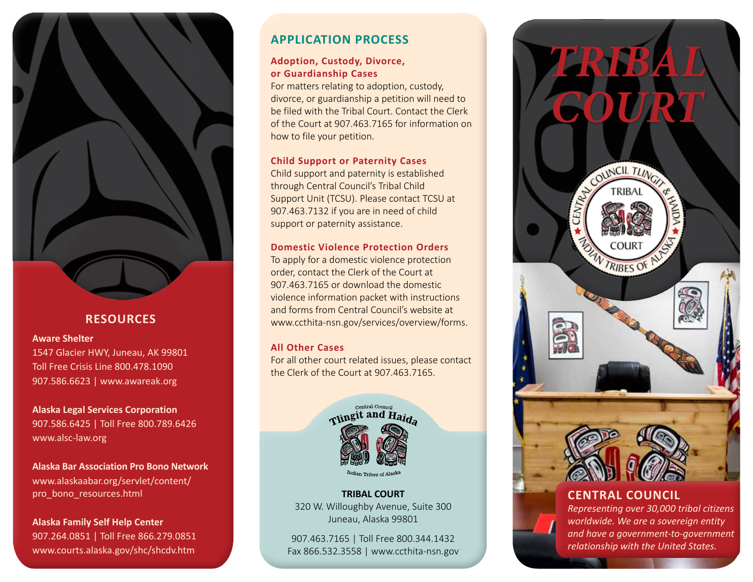## RESOURCES

**Aware Shelter**
1547 Glacier HWY, Juneau, AK 99801
Toll Free Crisis Line 800.478.1090
907.586.6623 | www.awareak.org

**Alaska Legal Services Corporation**
907.586.6425 | Toll Free 800.789.6426
www.alsc-law.org

**Alaska Bar Association Pro Bono Network**
www.alaskabar.org/servlet/content/pro_bono_resources.html

**Alaska Family Self Help Center**
907.264.0851 | Toll Free 866.279.0851
www.courts.alaska.gov/shc/shcdv.htm

## APPLICATION PROCESS

### Adoption, Custody, Divorce, or Guardianship Cases

For matters relating to adoption, custody, divorce, or guardianship a petition will need to be filed with the Tribal Court. Contact the Clerk of the Court at 907.463.7165 for information on how to file your petition.

### Child Support or Paternity Cases

Child support and paternity is established through Central Council's Tribal Child Support Unit (TCSU). Please contact TCSU at 907.463.7132 if you are in need of child support or paternity assistance.

### Domestic Violence Protection Orders

To apply for a domestic violence protection order, contact the Clerk of the Court at 907.463.7165 or download the domestic violence information packet with instructions and forms from Central Council's website at www.ccthita-nsn.gov/services/overview/forms.

### All Other Cases

For all other court related issues, please contact the Clerk of the Court at 907.463.7165.

Central Council Tlingit and Haida Indian Tribes of Alaska

**TRIBAL COURT**
320 W. Willoughby Avenue, Suite 300
Juneau, Alaska 99801

907.463.7165 | Toll Free 800.344.1432
Fax 866.532.3558 | www.ccthita-nsn.gov

# *TRIBAL COURT*

Central Council Tlingit & Haida Indian Tribes of Alaska — Tribal Court

## CENTRAL COUNCIL

*Representing over 30,000 tribal citizens worldwide. We are a sovereign entity and have a government-to-government relationship with the United States.*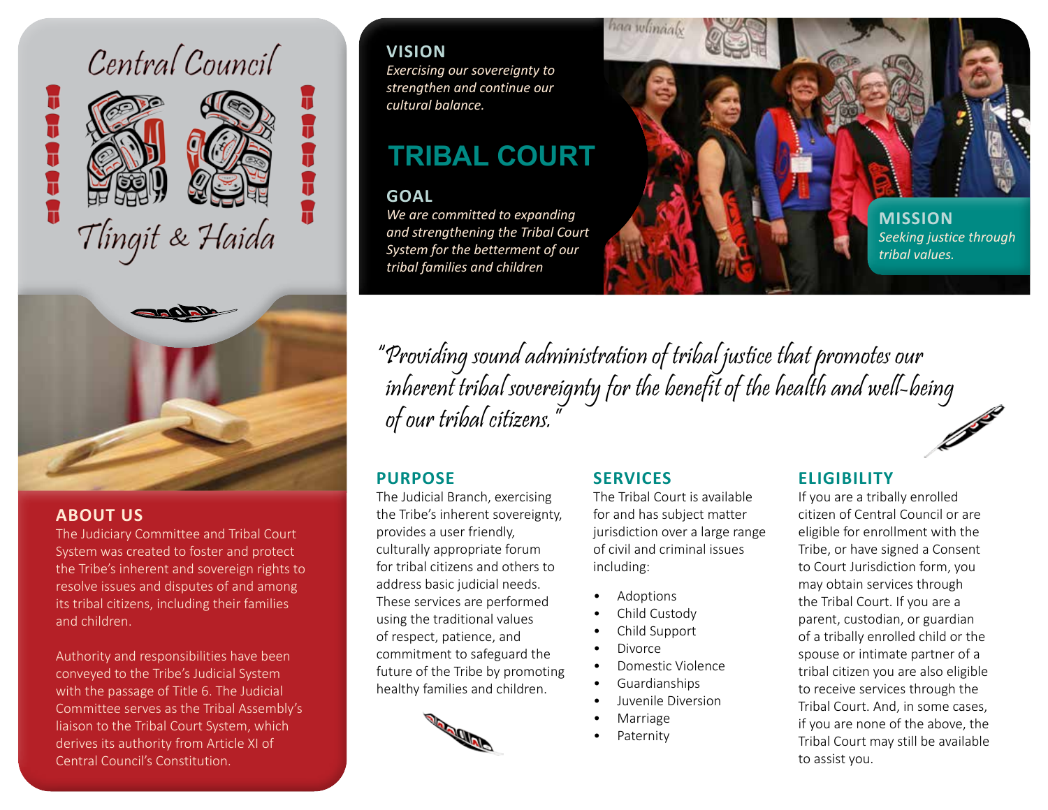Central Council

Tlingit & Haida

## ABOUT US

The Judiciary Committee and Tribal Court System was created to foster and protect the Tribe's inherent and sovereign rights to resolve issues and disputes of and among its tribal citizens, including their families and children.

Authority and responsibilities have been conveyed to the Tribe's Judicial System with the passage of Title 6. The Judicial Committee serves as the Tribal Assembly's liaison to the Tribal Court System, which derives its authority from Article XI of Central Council's Constitution.

## VISION

*Exercising our sovereignty to strengthen and continue our cultural balance.*

# TRIBAL COURT

## GOAL

*We are committed to expanding and strengthening the Tribal Court System for the betterment of our tribal families and children*

## MISSION

*Seeking justice through tribal values.*

*"Providing sound administration of tribal justice that promotes our inherent tribal sovereignty for the benefit of the health and well-being of our tribal citizens."*

## PURPOSE

The Judicial Branch, exercising the Tribe's inherent sovereignty, provides a user friendly, culturally appropriate forum for tribal citizens and others to address basic judicial needs. These services are performed using the traditional values of respect, patience, and commitment to safeguard the future of the Tribe by promoting healthy families and children.

## SERVICES

The Tribal Court is available for and has subject matter jurisdiction over a large range of civil and criminal issues including:

- Adoptions
- Child Custody
- Child Support
- Divorce
- Domestic Violence
- Guardianships
- Juvenile Diversion
- Marriage
- Paternity

## ELIGIBILITY

If you are a tribally enrolled citizen of Central Council or are eligible for enrollment with the Tribe, or have signed a Consent to Court Jurisdiction form, you may obtain services through the Tribal Court. If you are a parent, custodian, or guardian of a tribally enrolled child or the spouse or intimate partner of a tribal citizen you are also eligible to receive services through the Tribal Court. And, in some cases, if you are none of the above, the Tribal Court may still be available to assist you.